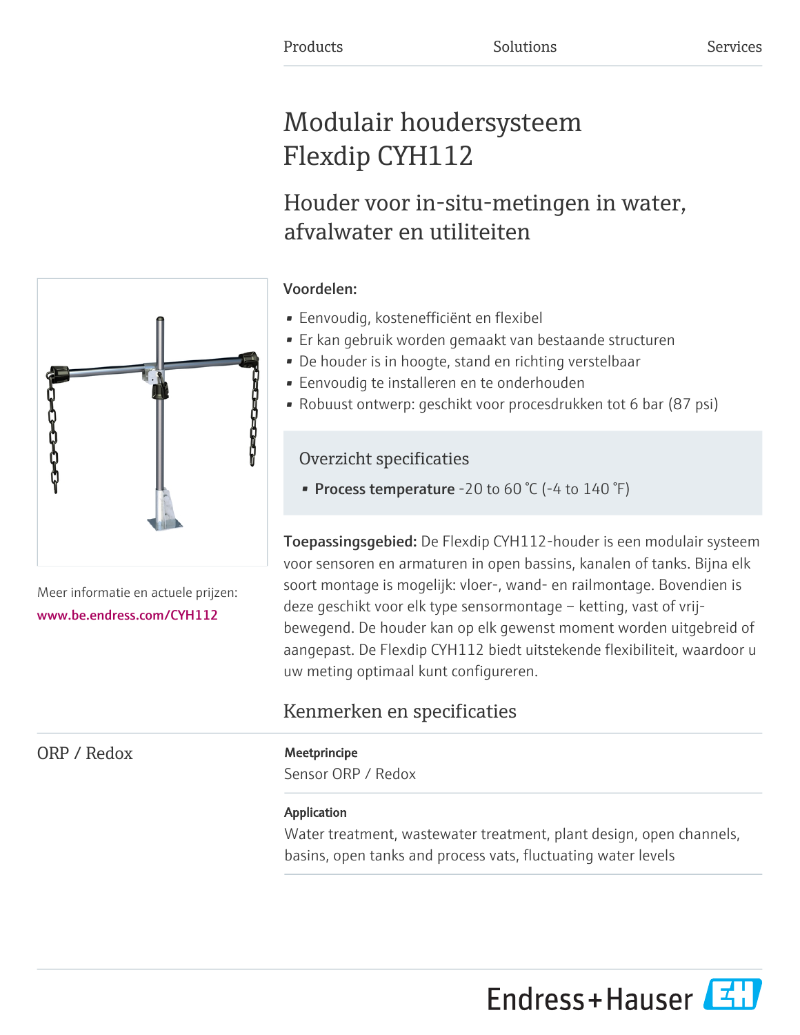Products Solutions Services

# Modulair houdersysteem Flexdip CYH112

## Houder voor in-situ-metingen in water, afvalwater en utiliteiten

Meer informatie en actuele prijzen:
www.be.endress.com/CYH112

**Voordelen:**

- Eenvoudig, kostenefficiënt en flexibel
- Er kan gebruik worden gemaakt van bestaande structuren
- De houder is in hoogte, stand en richting verstelbaar
- Eenvoudig te installeren en te onderhouden
- Robuust ontwerp: geschikt voor procesdrukken tot 6 bar (87 psi)

### Overzicht specificaties

- **Process temperature** -20 to 60 °C (-4 to 140 °F)

**Toepassingsgebied:** De Flexdip CYH112-houder is een modulair systeem voor sensoren en armaturen in open bassins, kanalen of tanks. Bijna elk soort montage is mogelijk: vloer-, wand- en railmontage. Bovendien is deze geschikt voor elk type sensormontage – ketting, vast of vrij-bewegend. De houder kan op elk gewenst moment worden uitgebreid of aangepast. De Flexdip CYH112 biedt uitstekende flexibiliteit, waardoor u uw meting optimaal kunt configureren.

## Kenmerken en specificaties

### ORP / Redox

**Meetprincipe**

Sensor ORP / Redox

**Application**

Water treatment, wastewater treatment, plant design, open channels, basins, open tanks and process vats, fluctuating water levels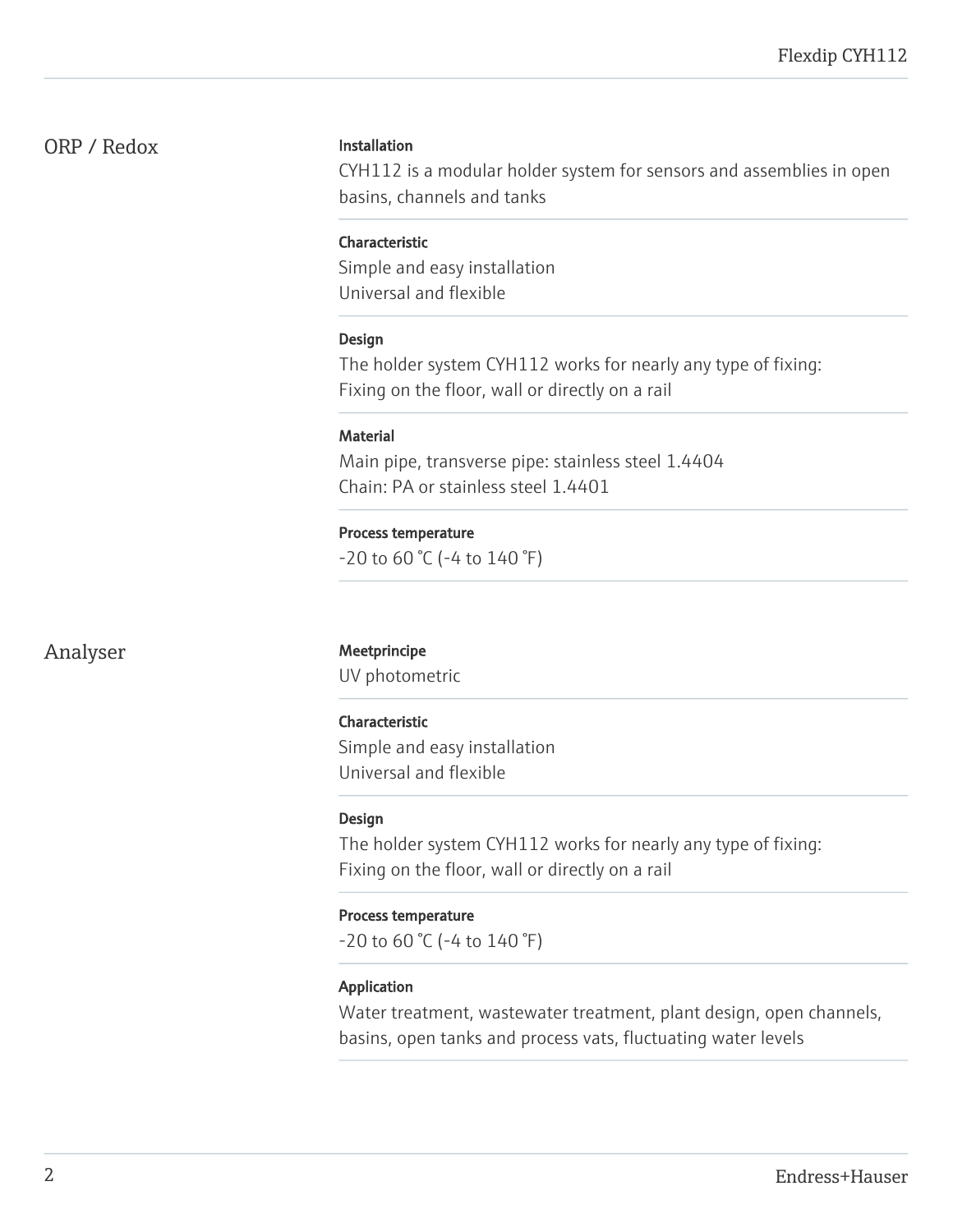## ORP / Redox

**Installation**

CYH112 is a modular holder system for sensors and assemblies in open basins, channels and tanks

**Characteristic**

Simple and easy installation
Universal and flexible

**Design**

The holder system CYH112 works for nearly any type of fixing:
Fixing on the floor, wall or directly on a rail

**Material**

Main pipe, transverse pipe: stainless steel 1.4404
Chain: PA or stainless steel 1.4401

**Process temperature**

-20 to 60 °C (-4 to 140 °F)

## Analyser

**Meetprincipe**

UV photometric

**Characteristic**

Simple and easy installation
Universal and flexible

**Design**

The holder system CYH112 works for nearly any type of fixing:
Fixing on the floor, wall or directly on a rail

**Process temperature**

-20 to 60 °C (-4 to 140 °F)

**Application**

Water treatment, wastewater treatment, plant design, open channels, basins, open tanks and process vats, fluctuating water levels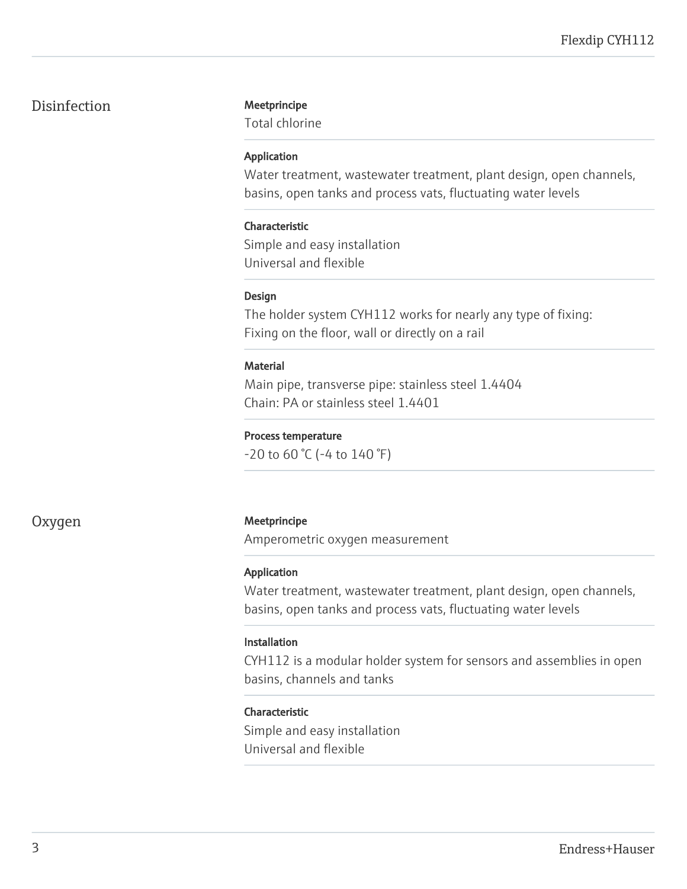## Disinfection

**Meetprincipe**

Total chlorine

**Application**

Water treatment, wastewater treatment, plant design, open channels, basins, open tanks and process vats, fluctuating water levels

**Characteristic**

Simple and easy installation
Universal and flexible

**Design**

The holder system CYH112 works for nearly any type of fixing:
Fixing on the floor, wall or directly on a rail

**Material**

Main pipe, transverse pipe: stainless steel 1.4404
Chain: PA or stainless steel 1.4401

**Process temperature**

-20 to 60 °C (-4 to 140 °F)

## Oxygen

**Meetprincipe**

Amperometric oxygen measurement

**Application**

Water treatment, wastewater treatment, plant design, open channels, basins, open tanks and process vats, fluctuating water levels

**Installation**

CYH112 is a modular holder system for sensors and assemblies in open basins, channels and tanks

**Characteristic**

Simple and easy installation
Universal and flexible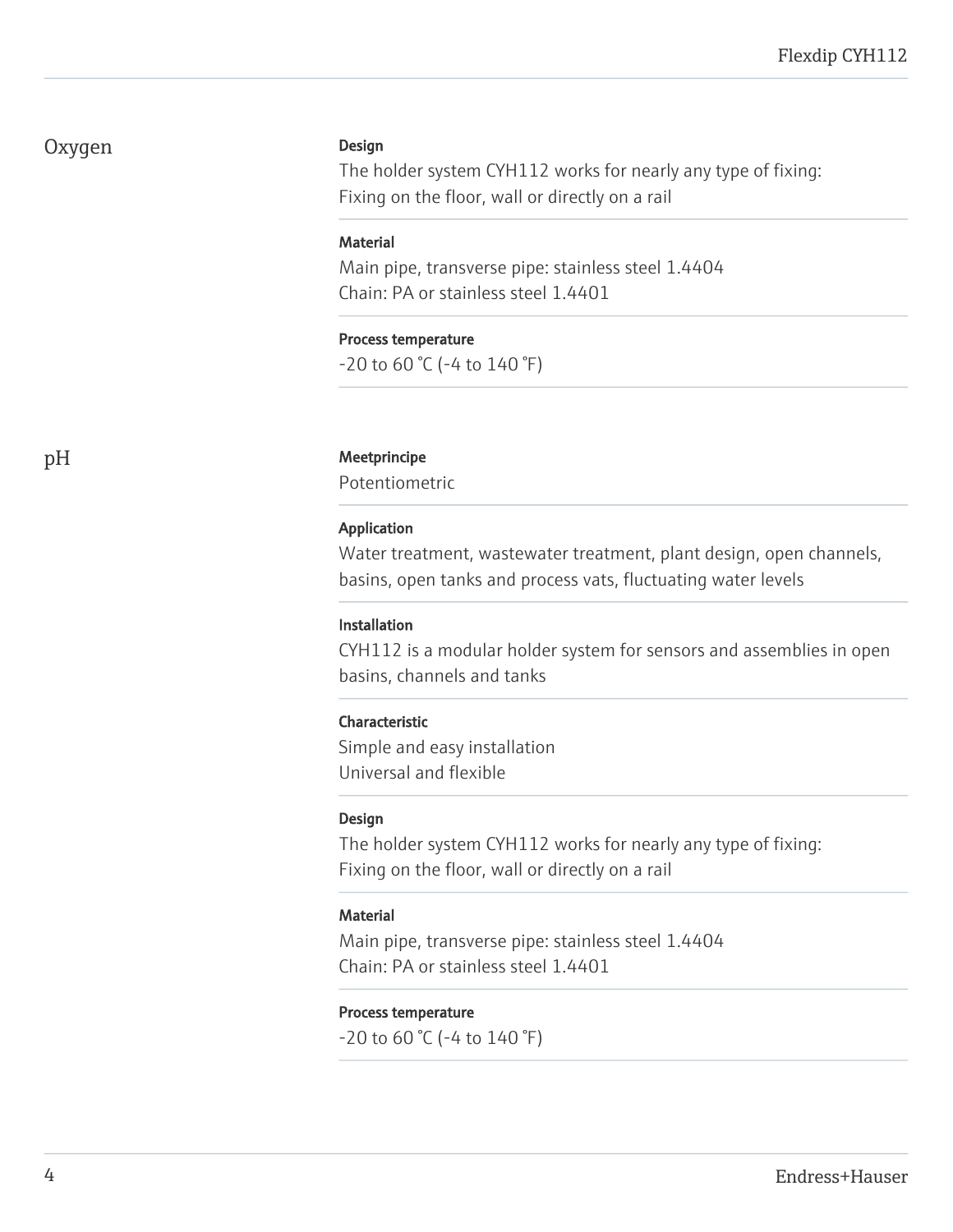## Oxygen

**Design**

The holder system CYH112 works for nearly any type of fixing:
Fixing on the floor, wall or directly on a rail

**Material**

Main pipe, transverse pipe: stainless steel 1.4404
Chain: PA or stainless steel 1.4401

**Process temperature**

-20 to 60 °C (-4 to 140 °F)

## pH

**Meetprincipe**

Potentiometric

**Application**

Water treatment, wastewater treatment, plant design, open channels, basins, open tanks and process vats, fluctuating water levels

**Installation**

CYH112 is a modular holder system for sensors and assemblies in open basins, channels and tanks

**Characteristic**

Simple and easy installation
Universal and flexible

**Design**

The holder system CYH112 works for nearly any type of fixing:
Fixing on the floor, wall or directly on a rail

**Material**

Main pipe, transverse pipe: stainless steel 1.4404
Chain: PA or stainless steel 1.4401

**Process temperature**

-20 to 60 °C (-4 to 140 °F)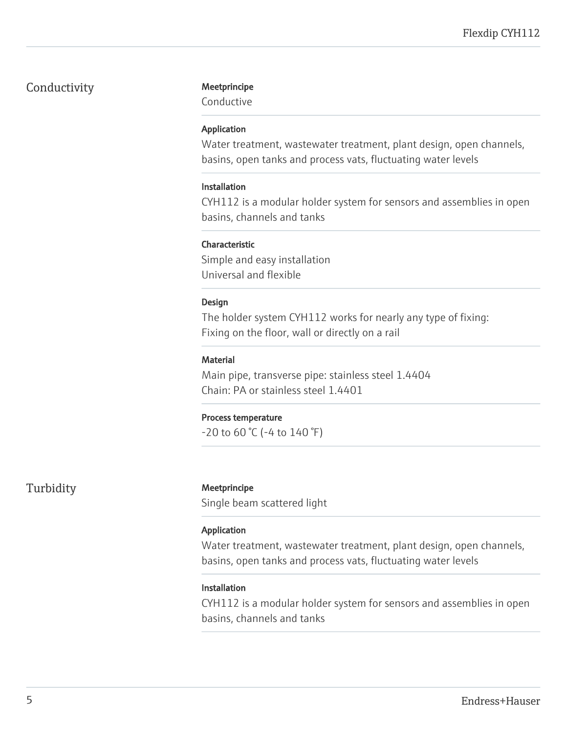## Conductivity

**Meetprincipe**
Conductive

**Application**
Water treatment, wastewater treatment, plant design, open channels, basins, open tanks and process vats, fluctuating water levels

**Installation**
CYH112 is a modular holder system for sensors and assemblies in open basins, channels and tanks

**Characteristic**
Simple and easy installation
Universal and flexible

**Design**
The holder system CYH112 works for nearly any type of fixing:
Fixing on the floor, wall or directly on a rail

**Material**
Main pipe, transverse pipe: stainless steel 1.4404
Chain: PA or stainless steel 1.4401

**Process temperature**
-20 to 60 °C (-4 to 140 °F)

## Turbidity

**Meetprincipe**
Single beam scattered light

**Application**
Water treatment, wastewater treatment, plant design, open channels, basins, open tanks and process vats, fluctuating water levels

**Installation**
CYH112 is a modular holder system for sensors and assemblies in open basins, channels and tanks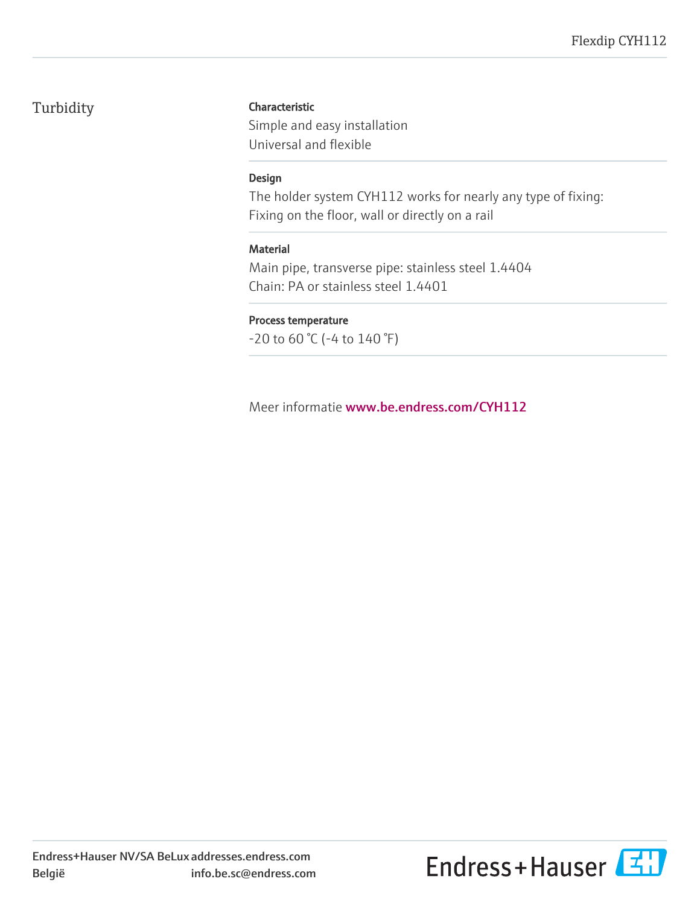## Turbidity

**Characteristic**

Simple and easy installation
Universal and flexible

**Design**

The holder system CYH112 works for nearly any type of fixing:
Fixing on the floor, wall or directly on a rail

**Material**

Main pipe, transverse pipe: stainless steel 1.4404
Chain: PA or stainless steel 1.4401

**Process temperature**

-20 to 60 °C (-4 to 140 °F)

Meer informatie **www.be.endress.com/CYH112**

Endress+Hauser NV/SA BeLux
België

addresses.endress.com
info.be.sc@endress.com